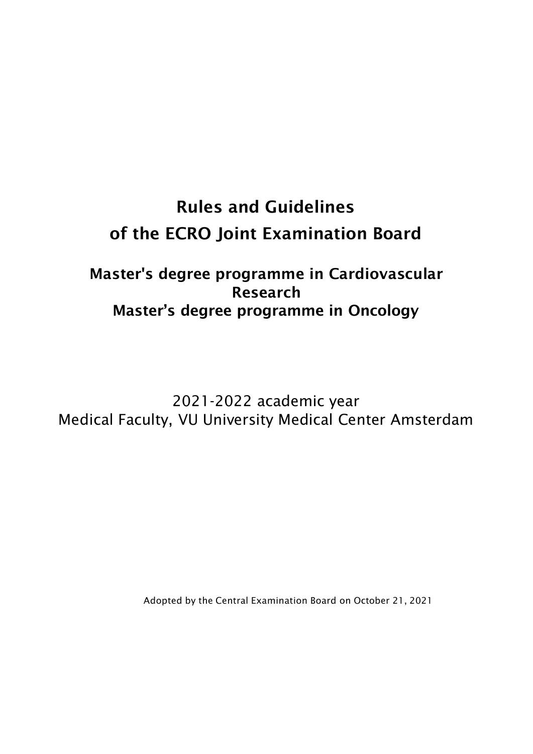# Rules and Guidelines of the ECRO Joint Examination Board

## Master's degree programme in Cardiovascular Research
## Master's degree programme in Oncology

2021-2022 academic year
Medical Faculty, VU University Medical Center Amsterdam

Adopted by the Central Examination Board on October 21, 2021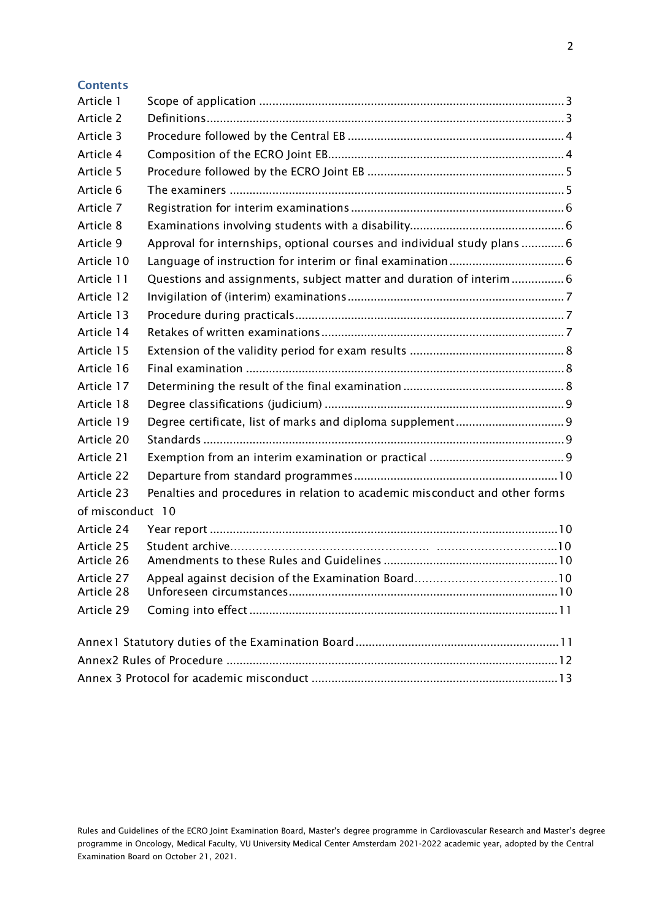## Contents

| | | |
|---|---|---|
| Article 1 | Scope of application | 3 |
| Article 2 | Definitions | 3 |
| Article 3 | Procedure followed by the Central EB | 4 |
| Article 4 | Composition of the ECRO Joint EB | 4 |
| Article 5 | Procedure followed by the ECRO Joint EB | 5 |
| Article 6 | The examiners | 5 |
| Article 7 | Registration for interim examinations | 6 |
| Article 8 | Examinations involving students with a disability | 6 |
| Article 9 | Approval for internships, optional courses and individual study plans | 6 |
| Article 10 | Language of instruction for interim or final examination | 6 |
| Article 11 | Questions and assignments, subject matter and duration of interim | 6 |
| Article 12 | Invigilation of (interim) examinations | 7 |
| Article 13 | Procedure during practicals | 7 |
| Article 14 | Retakes of written examinations | 7 |
| Article 15 | Extension of the validity period for exam results | 8 |
| Article 16 | Final examination | 8 |
| Article 17 | Determining the result of the final examination | 8 |
| Article 18 | Degree classifications (judicium) | 9 |
| Article 19 | Degree certificate, list of marks and diploma supplement | 9 |
| Article 20 | Standards | 9 |
| Article 21 | Exemption from an interim examination or practical | 9 |
| Article 22 | Departure from standard programmes | 10 |
| Article 23 | Penalties and procedures in relation to academic misconduct and other forms of misconduct | 10 |
| Article 24 | Year report | 10 |
| Article 25 | Student archive | 10 |
| Article 26 | Amendments to these Rules and Guidelines | 10 |
| Article 27 | Appeal against decision of the Examination Board | 10 |
| Article 28 | Unforeseen circumstances | 10 |
| Article 29 | Coming into effect | 11 |

| | |
|---|---|
| Annex1 Statutory duties of the Examination Board | 11 |
| Annex2 Rules of Procedure | 12 |
| Annex 3 Protocol for academic misconduct | 13 |

Rules and Guidelines of the ECRO Joint Examination Board, Master's degree programme in Cardiovascular Research and Master's degree programme in Oncology, Medical Faculty, VU University Medical Center Amsterdam 2021-2022 academic year, adopted by the Central Examination Board on October 21, 2021.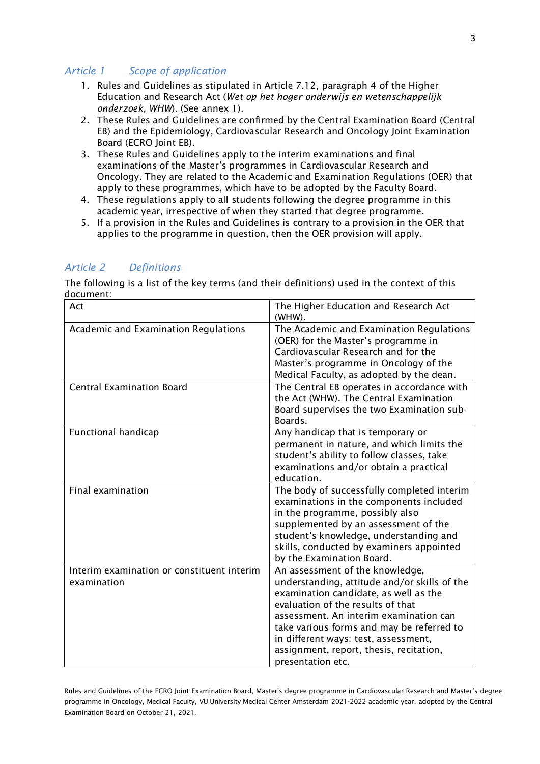## *Article 1 Scope of application*

1. Rules and Guidelines as stipulated in Article 7.12, paragraph 4 of the Higher Education and Research Act (*Wet op het hoger onderwijs en wetenschappelijk onderzoek, WHW*). (See annex 1).
2. These Rules and Guidelines are confirmed by the Central Examination Board (Central EB) and the Epidemiology, Cardiovascular Research and Oncology Joint Examination Board (ECRO Joint EB).
3. These Rules and Guidelines apply to the interim examinations and final examinations of the Master's programmes in Cardiovascular Research and Oncology. They are related to the Academic and Examination Regulations (OER) that apply to these programmes, which have to be adopted by the Faculty Board.
4. These regulations apply to all students following the degree programme in this academic year, irrespective of when they started that degree programme.
5. If a provision in the Rules and Guidelines is contrary to a provision in the OER that applies to the programme in question, then the OER provision will apply.

## *Article 2 Definitions*

The following is a list of the key terms (and their definitions) used in the context of this document:

| Act | The Higher Education and Research Act (WHW). |
|---|---|
| Academic and Examination Regulations | The Academic and Examination Regulations (OER) for the Master's programme in Cardiovascular Research and for the Master's programme in Oncology of the Medical Faculty, as adopted by the dean. |
| Central Examination Board | The Central EB operates in accordance with the Act (WHW). The Central Examination Board supervises the two Examination sub-Boards. |
| Functional handicap | Any handicap that is temporary or permanent in nature, and which limits the student's ability to follow classes, take examinations and/or obtain a practical education. |
| Final examination | The body of successfully completed interim examinations in the components included in the programme, possibly also supplemented by an assessment of the student's knowledge, understanding and skills, conducted by examiners appointed by the Examination Board. |
| Interim examination or constituent interim examination | An assessment of the knowledge, understanding, attitude and/or skills of the examination candidate, as well as the evaluation of the results of that assessment. An interim examination can take various forms and may be referred to in different ways: test, assessment, assignment, report, thesis, recitation, presentation etc. |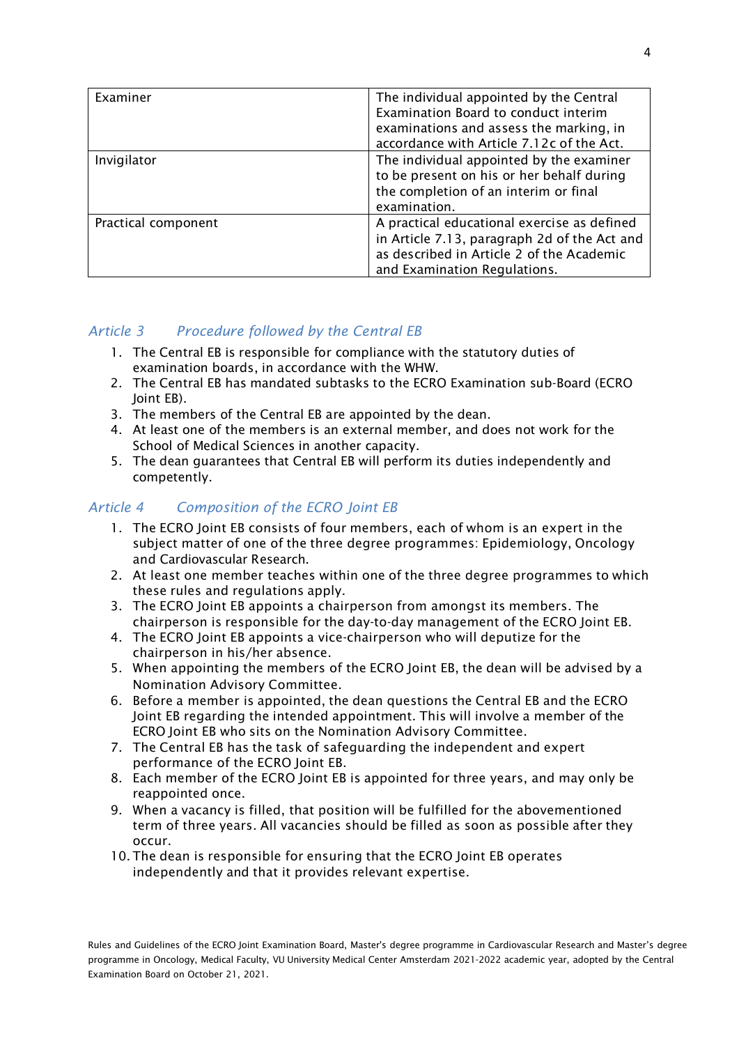| | |
|---|---|
| Examiner | The individual appointed by the Central Examination Board to conduct interim examinations and assess the marking, in accordance with Article 7.12c of the Act. |
| Invigilator | The individual appointed by the examiner to be present on his or her behalf during the completion of an interim or final examination. |
| Practical component | A practical educational exercise as defined in Article 7.13, paragraph 2d of the Act and as described in Article 2 of the Academic and Examination Regulations. |

## *Article 3 Procedure followed by the Central EB*

1. The Central EB is responsible for compliance with the statutory duties of examination boards, in accordance with the WHW.
2. The Central EB has mandated subtasks to the ECRO Examination sub-Board (ECRO Joint EB).
3. The members of the Central EB are appointed by the dean.
4. At least one of the members is an external member, and does not work for the School of Medical Sciences in another capacity.
5. The dean guarantees that Central EB will perform its duties independently and competently.

## *Article 4 Composition of the ECRO Joint EB*

1. The ECRO Joint EB consists of four members, each of whom is an expert in the subject matter of one of the three degree programmes: Epidemiology, Oncology and Cardiovascular Research.
2. At least one member teaches within one of the three degree programmes to which these rules and regulations apply.
3. The ECRO Joint EB appoints a chairperson from amongst its members. The chairperson is responsible for the day-to-day management of the ECRO Joint EB.
4. The ECRO Joint EB appoints a vice-chairperson who will deputize for the chairperson in his/her absence.
5. When appointing the members of the ECRO Joint EB, the dean will be advised by a Nomination Advisory Committee.
6. Before a member is appointed, the dean questions the Central EB and the ECRO Joint EB regarding the intended appointment. This will involve a member of the ECRO Joint EB who sits on the Nomination Advisory Committee.
7. The Central EB has the task of safeguarding the independent and expert performance of the ECRO Joint EB.
8. Each member of the ECRO Joint EB is appointed for three years, and may only be reappointed once.
9. When a vacancy is filled, that position will be fulfilled for the abovementioned term of three years. All vacancies should be filled as soon as possible after they occur.
10. The dean is responsible for ensuring that the ECRO Joint EB operates independently and that it provides relevant expertise.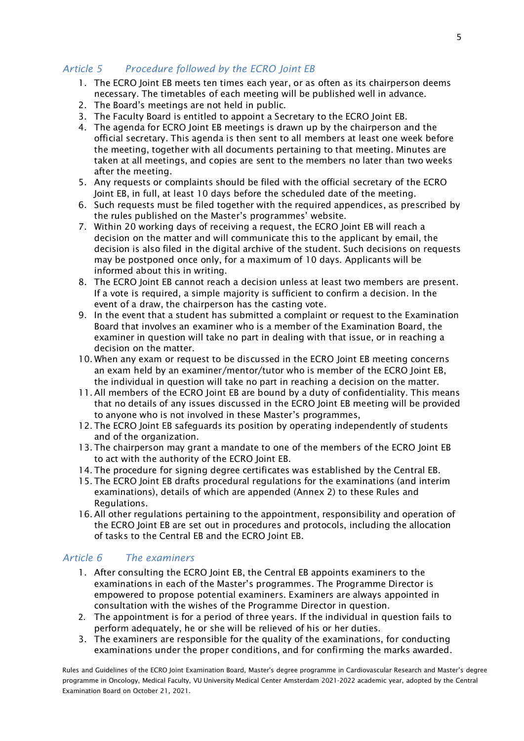### *Article 5 Procedure followed by the ECRO Joint EB*

1. The ECRO Joint EB meets ten times each year, or as often as its chairperson deems necessary. The timetables of each meeting will be published well in advance.
2. The Board's meetings are not held in public.
3. The Faculty Board is entitled to appoint a Secretary to the ECRO Joint EB.
4. The agenda for ECRO Joint EB meetings is drawn up by the chairperson and the official secretary. This agenda is then sent to all members at least one week before the meeting, together with all documents pertaining to that meeting. Minutes are taken at all meetings, and copies are sent to the members no later than two weeks after the meeting.
5. Any requests or complaints should be filed with the official secretary of the ECRO Joint EB, in full, at least 10 days before the scheduled date of the meeting.
6. Such requests must be filed together with the required appendices, as prescribed by the rules published on the Master's programmes' website.
7. Within 20 working days of receiving a request, the ECRO Joint EB will reach a decision on the matter and will communicate this to the applicant by email, the decision is also filed in the digital archive of the student. Such decisions on requests may be postponed once only, for a maximum of 10 days. Applicants will be informed about this in writing.
8. The ECRO Joint EB cannot reach a decision unless at least two members are present. If a vote is required, a simple majority is sufficient to confirm a decision. In the event of a draw, the chairperson has the casting vote.
9. In the event that a student has submitted a complaint or request to the Examination Board that involves an examiner who is a member of the Examination Board, the examiner in question will take no part in dealing with that issue, or in reaching a decision on the matter.
10. When any exam or request to be discussed in the ECRO Joint EB meeting concerns an exam held by an examiner/mentor/tutor who is member of the ECRO Joint EB, the individual in question will take no part in reaching a decision on the matter.
11. All members of the ECRO Joint EB are bound by a duty of confidentiality. This means that no details of any issues discussed in the ECRO Joint EB meeting will be provided to anyone who is not involved in these Master's programmes,
12. The ECRO Joint EB safeguards its position by operating independently of students and of the organization.
13. The chairperson may grant a mandate to one of the members of the ECRO Joint EB to act with the authority of the ECRO Joint EB.
14. The procedure for signing degree certificates was established by the Central EB.
15. The ECRO Joint EB drafts procedural regulations for the examinations (and interim examinations), details of which are appended (Annex 2) to these Rules and Regulations.
16. All other regulations pertaining to the appointment, responsibility and operation of the ECRO Joint EB are set out in procedures and protocols, including the allocation of tasks to the Central EB and the ECRO Joint EB.

### *Article 6 The examiners*

1. After consulting the ECRO Joint EB, the Central EB appoints examiners to the examinations in each of the Master's programmes. The Programme Director is empowered to propose potential examiners. Examiners are always appointed in consultation with the wishes of the Programme Director in question.
2. The appointment is for a period of three years. If the individual in question fails to perform adequately, he or she will be relieved of his or her duties.
3. The examiners are responsible for the quality of the examinations, for conducting examinations under the proper conditions, and for confirming the marks awarded.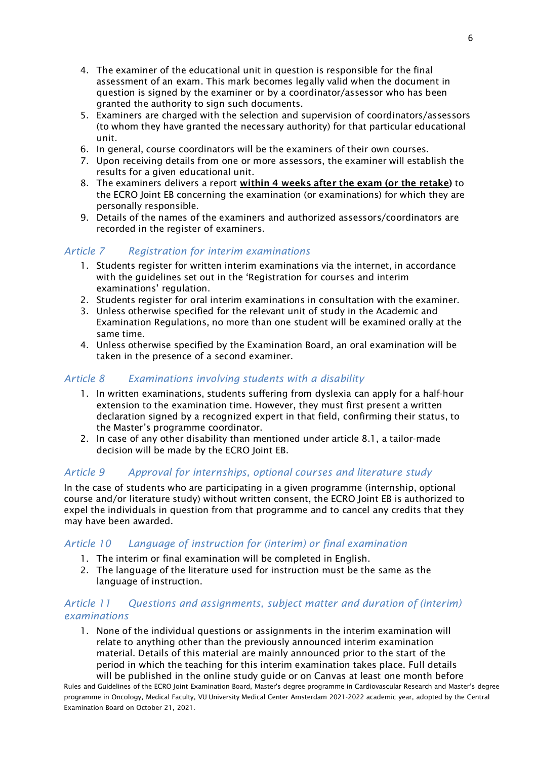4. The examiner of the educational unit in question is responsible for the final assessment of an exam. This mark becomes legally valid when the document in question is signed by the examiner or by a coordinator/assessor who has been granted the authority to sign such documents.
5. Examiners are charged with the selection and supervision of coordinators/assessors (to whom they have granted the necessary authority) for that particular educational unit.
6. In general, course coordinators will be the examiners of their own courses.
7. Upon receiving details from one or more assessors, the examiner will establish the results for a given educational unit.
8. The examiners delivers a report **<u>within 4 weeks after the exam (or the retake)</u>** to the ECRO Joint EB concerning the examination (or examinations) for which they are personally responsible.
9. Details of the names of the examiners and authorized assessors/coordinators are recorded in the register of examiners.

### *Article 7 Registration for interim examinations*

1. Students register for written interim examinations via the internet, in accordance with the guidelines set out in the 'Registration for courses and interim examinations' regulation.
2. Students register for oral interim examinations in consultation with the examiner.
3. Unless otherwise specified for the relevant unit of study in the Academic and Examination Regulations, no more than one student will be examined orally at the same time.
4. Unless otherwise specified by the Examination Board, an oral examination will be taken in the presence of a second examiner.

### *Article 8 Examinations involving students with a disability*

1. In written examinations, students suffering from dyslexia can apply for a half-hour extension to the examination time. However, they must first present a written declaration signed by a recognized expert in that field, confirming their status, to the Master's programme coordinator.
2. In case of any other disability than mentioned under article 8.1, a tailor-made decision will be made by the ECRO Joint EB.

### *Article 9 Approval for internships, optional courses and literature study*

In the case of students who are participating in a given programme (internship, optional course and/or literature study) without written consent, the ECRO Joint EB is authorized to expel the individuals in question from that programme and to cancel any credits that they may have been awarded.

### *Article 10 Language of instruction for (interim) or final examination*

1. The interim or final examination will be completed in English.
2. The language of the literature used for instruction must be the same as the language of instruction.

### *Article 11 Questions and assignments, subject matter and duration of (interim) examinations*

1. None of the individual questions or assignments in the interim examination will relate to anything other than the previously announced interim examination material. Details of this material are mainly announced prior to the start of the period in which the teaching for this interim examination takes place. Full details will be published in the online study guide or on Canvas at least one month before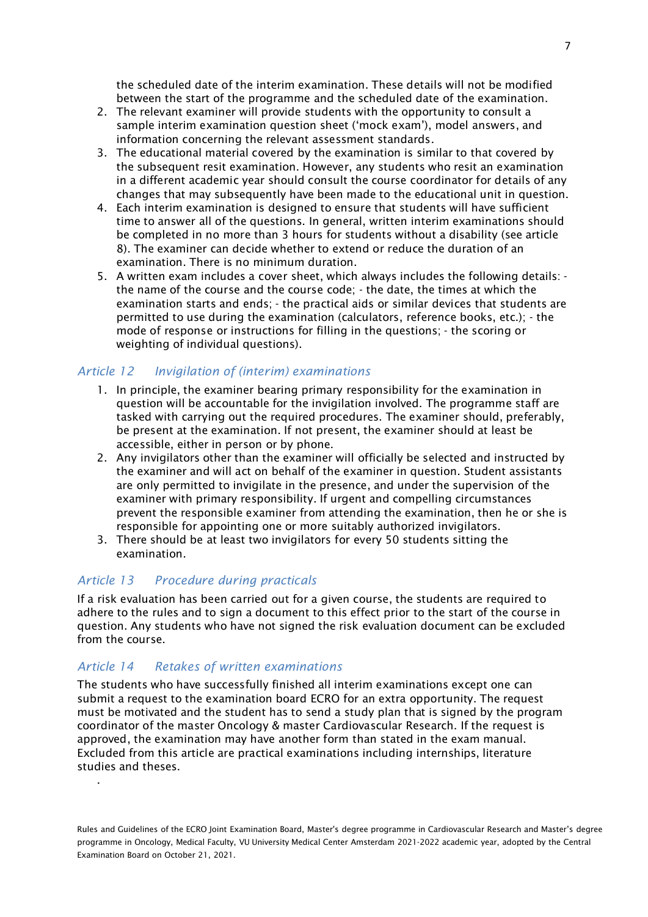the scheduled date of the interim examination. These details will not be modified between the start of the programme and the scheduled date of the examination.

2. The relevant examiner will provide students with the opportunity to consult a sample interim examination question sheet ('mock exam'), model answers, and information concerning the relevant assessment standards.
3. The educational material covered by the examination is similar to that covered by the subsequent resit examination. However, any students who resit an examination in a different academic year should consult the course coordinator for details of any changes that may subsequently have been made to the educational unit in question.
4. Each interim examination is designed to ensure that students will have sufficient time to answer all of the questions. In general, written interim examinations should be completed in no more than 3 hours for students without a disability (see article 8). The examiner can decide whether to extend or reduce the duration of an examination. There is no minimum duration.
5. A written exam includes a cover sheet, which always includes the following details: - the name of the course and the course code; - the date, the times at which the examination starts and ends; - the practical aids or similar devices that students are permitted to use during the examination (calculators, reference books, etc.); - the mode of response or instructions for filling in the questions; - the scoring or weighting of individual questions).

## *Article 12 Invigilation of (interim) examinations*

1. In principle, the examiner bearing primary responsibility for the examination in question will be accountable for the invigilation involved. The programme staff are tasked with carrying out the required procedures. The examiner should, preferably, be present at the examination. If not present, the examiner should at least be accessible, either in person or by phone.
2. Any invigilators other than the examiner will officially be selected and instructed by the examiner and will act on behalf of the examiner in question. Student assistants are only permitted to invigilate in the presence, and under the supervision of the examiner with primary responsibility. If urgent and compelling circumstances prevent the responsible examiner from attending the examination, then he or she is responsible for appointing one or more suitably authorized invigilators.
3. There should be at least two invigilators for every 50 students sitting the examination.

## *Article 13 Procedure during practicals*

If a risk evaluation has been carried out for a given course, the students are required to adhere to the rules and to sign a document to this effect prior to the start of the course in question. Any students who have not signed the risk evaluation document can be excluded from the course.

## *Article 14 Retakes of written examinations*

The students who have successfully finished all interim examinations except one can submit a request to the examination board ECRO for an extra opportunity. The request must be motivated and the student has to send a study plan that is signed by the program coordinator of the master Oncology & master Cardiovascular Research. If the request is approved, the examination may have another form than stated in the exam manual. Excluded from this article are practical examinations including internships, literature studies and theses.

.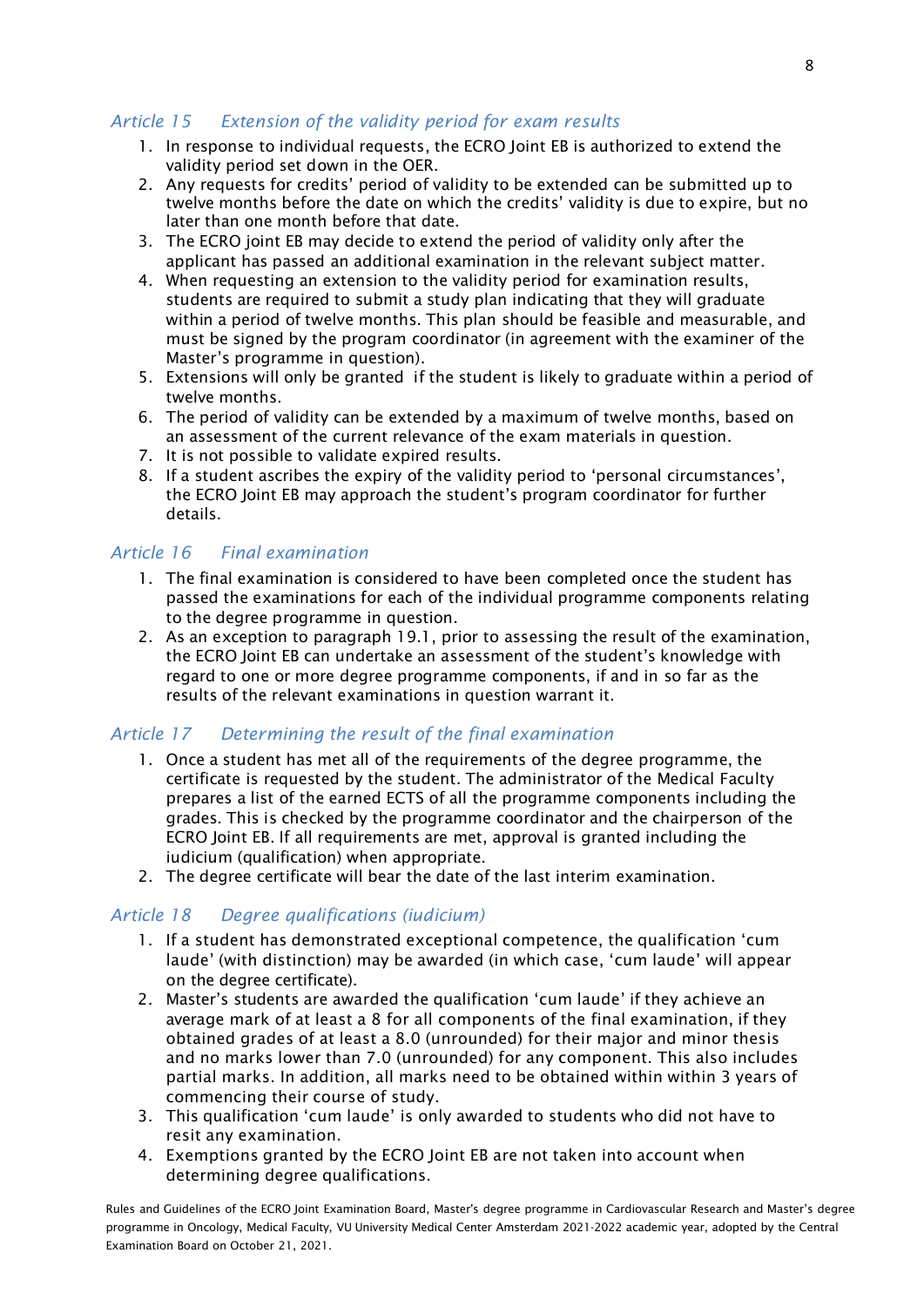### *Article 15 Extension of the validity period for exam results*

1. In response to individual requests, the ECRO Joint EB is authorized to extend the validity period set down in the OER.
2. Any requests for credits' period of validity to be extended can be submitted up to twelve months before the date on which the credits' validity is due to expire, but no later than one month before that date.
3. The ECRO joint EB may decide to extend the period of validity only after the applicant has passed an additional examination in the relevant subject matter.
4. When requesting an extension to the validity period for examination results, students are required to submit a study plan indicating that they will graduate within a period of twelve months. This plan should be feasible and measurable, and must be signed by the program coordinator (in agreement with the examiner of the Master's programme in question).
5. Extensions will only be granted if the student is likely to graduate within a period of twelve months.
6. The period of validity can be extended by a maximum of twelve months, based on an assessment of the current relevance of the exam materials in question.
7. It is not possible to validate expired results.
8. If a student ascribes the expiry of the validity period to 'personal circumstances', the ECRO Joint EB may approach the student's program coordinator for further details.

### *Article 16 Final examination*

1. The final examination is considered to have been completed once the student has passed the examinations for each of the individual programme components relating to the degree programme in question.
2. As an exception to paragraph 19.1, prior to assessing the result of the examination, the ECRO Joint EB can undertake an assessment of the student's knowledge with regard to one or more degree programme components, if and in so far as the results of the relevant examinations in question warrant it.

### *Article 17 Determining the result of the final examination*

1. Once a student has met all of the requirements of the degree programme, the certificate is requested by the student. The administrator of the Medical Faculty prepares a list of the earned ECTS of all the programme components including the grades. This is checked by the programme coordinator and the chairperson of the ECRO Joint EB. If all requirements are met, approval is granted including the iudicium (qualification) when appropriate.
2. The degree certificate will bear the date of the last interim examination.

### *Article 18 Degree qualifications (iudicium)*

1. If a student has demonstrated exceptional competence, the qualification 'cum laude' (with distinction) may be awarded (in which case, 'cum laude' will appear on the degree certificate).
2. Master's students are awarded the qualification 'cum laude' if they achieve an average mark of at least a 8 for all components of the final examination, if they obtained grades of at least a 8.0 (unrounded) for their major and minor thesis and no marks lower than 7.0 (unrounded) for any component. This also includes partial marks. In addition, all marks need to be obtained within within 3 years of commencing their course of study.
3. This qualification 'cum laude' is only awarded to students who did not have to resit any examination.
4. Exemptions granted by the ECRO Joint EB are not taken into account when determining degree qualifications.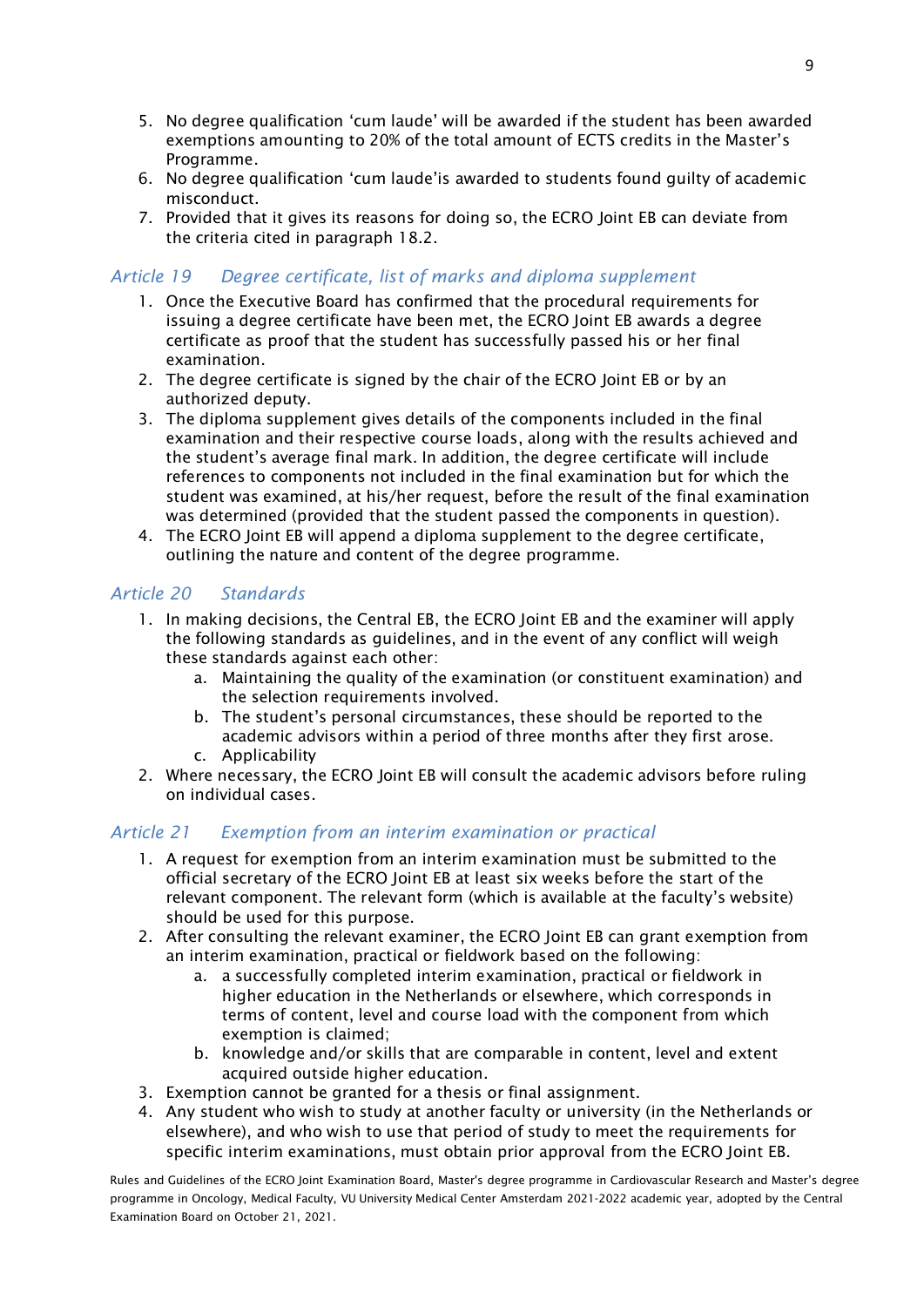5. No degree qualification 'cum laude' will be awarded if the student has been awarded exemptions amounting to 20% of the total amount of ECTS credits in the Master's Programme.
6. No degree qualification 'cum laude'is awarded to students found guilty of academic misconduct.
7. Provided that it gives its reasons for doing so, the ECRO Joint EB can deviate from the criteria cited in paragraph 18.2.

### *Article 19 Degree certificate, list of marks and diploma supplement*

1. Once the Executive Board has confirmed that the procedural requirements for issuing a degree certificate have been met, the ECRO Joint EB awards a degree certificate as proof that the student has successfully passed his or her final examination.
2. The degree certificate is signed by the chair of the ECRO Joint EB or by an authorized deputy.
3. The diploma supplement gives details of the components included in the final examination and their respective course loads, along with the results achieved and the student's average final mark. In addition, the degree certificate will include references to components not included in the final examination but for which the student was examined, at his/her request, before the result of the final examination was determined (provided that the student passed the components in question).
4. The ECRO Joint EB will append a diploma supplement to the degree certificate, outlining the nature and content of the degree programme.

### *Article 20 Standards*

1. In making decisions, the Central EB, the ECRO Joint EB and the examiner will apply the following standards as guidelines, and in the event of any conflict will weigh these standards against each other:
   a. Maintaining the quality of the examination (or constituent examination) and the selection requirements involved.
   b. The student's personal circumstances, these should be reported to the academic advisors within a period of three months after they first arose.
   c. Applicability
2. Where necessary, the ECRO Joint EB will consult the academic advisors before ruling on individual cases.

### *Article 21 Exemption from an interim examination or practical*

1. A request for exemption from an interim examination must be submitted to the official secretary of the ECRO Joint EB at least six weeks before the start of the relevant component. The relevant form (which is available at the faculty's website) should be used for this purpose.
2. After consulting the relevant examiner, the ECRO Joint EB can grant exemption from an interim examination, practical or fieldwork based on the following:
   a. a successfully completed interim examination, practical or fieldwork in higher education in the Netherlands or elsewhere, which corresponds in terms of content, level and course load with the component from which exemption is claimed;
   b. knowledge and/or skills that are comparable in content, level and extent acquired outside higher education.
3. Exemption cannot be granted for a thesis or final assignment.
4. Any student who wish to study at another faculty or university (in the Netherlands or elsewhere), and who wish to use that period of study to meet the requirements for specific interim examinations, must obtain prior approval from the ECRO Joint EB.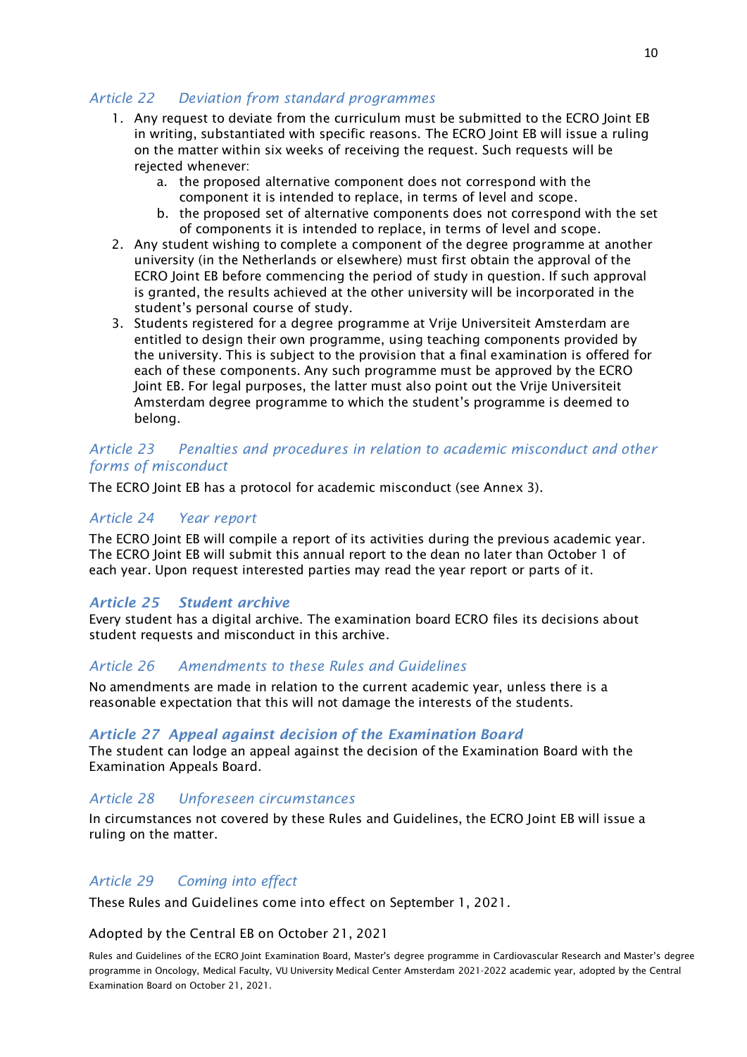### *Article 22 Deviation from standard programmes*

1. Any request to deviate from the curriculum must be submitted to the ECRO Joint EB in writing, substantiated with specific reasons. The ECRO Joint EB will issue a ruling on the matter within six weeks of receiving the request. Such requests will be rejected whenever:
   a. the proposed alternative component does not correspond with the component it is intended to replace, in terms of level and scope.
   b. the proposed set of alternative components does not correspond with the set of components it is intended to replace, in terms of level and scope.
2. Any student wishing to complete a component of the degree programme at another university (in the Netherlands or elsewhere) must first obtain the approval of the ECRO Joint EB before commencing the period of study in question. If such approval is granted, the results achieved at the other university will be incorporated in the student's personal course of study.
3. Students registered for a degree programme at Vrije Universiteit Amsterdam are entitled to design their own programme, using teaching components provided by the university. This is subject to the provision that a final examination is offered for each of these components. Any such programme must be approved by the ECRO Joint EB. For legal purposes, the latter must also point out the Vrije Universiteit Amsterdam degree programme to which the student's programme is deemed to belong.

### *Article 23 Penalties and procedures in relation to academic misconduct and other forms of misconduct*

The ECRO Joint EB has a protocol for academic misconduct (see Annex 3).

### *Article 24 Year report*

The ECRO Joint EB will compile a report of its activities during the previous academic year. The ECRO Joint EB will submit this annual report to the dean no later than October 1 of each year. Upon request interested parties may read the year report or parts of it.

### ***Article 25 Student archive***

Every student has a digital archive. The examination board ECRO files its decisions about student requests and misconduct in this archive.

### *Article 26 Amendments to these Rules and Guidelines*

No amendments are made in relation to the current academic year, unless there is a reasonable expectation that this will not damage the interests of the students.

### ***Article 27 Appeal against decision of the Examination Board***

The student can lodge an appeal against the decision of the Examination Board with the Examination Appeals Board.

### *Article 28 Unforeseen circumstances*

In circumstances not covered by these Rules and Guidelines, the ECRO Joint EB will issue a ruling on the matter.

### *Article 29 Coming into effect*

These Rules and Guidelines come into effect on September 1, 2021.

Adopted by the Central EB on October 21, 2021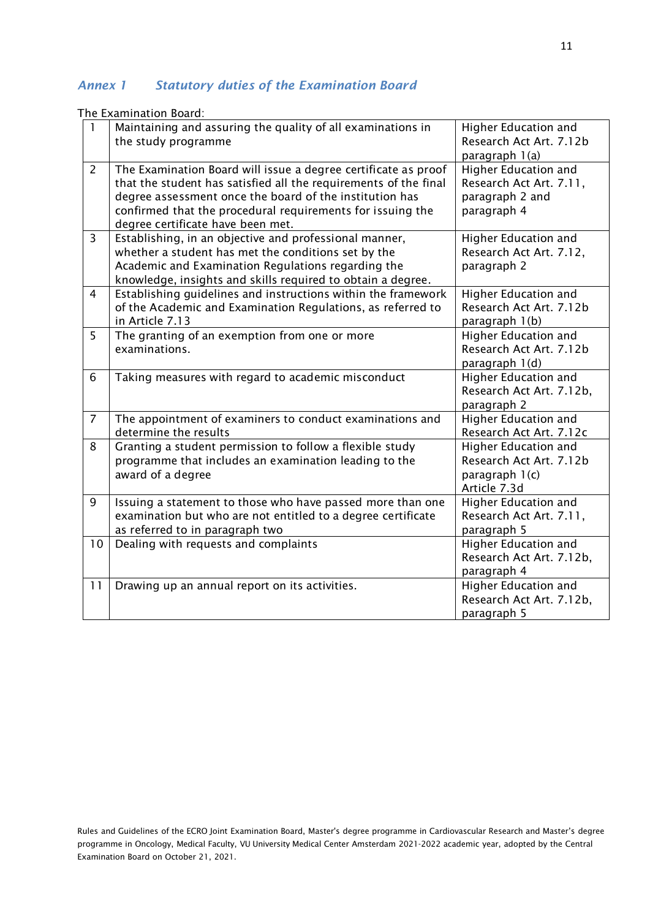## *Annex 1 Statutory duties of the Examination Board*

The Examination Board:

| | | |
|---|---|---|
| 1 | Maintaining and assuring the quality of all examinations in the study programme | Higher Education and Research Act Art. 7.12b paragraph 1(a) |
| 2 | The Examination Board will issue a degree certificate as proof that the student has satisfied all the requirements of the final degree assessment once the board of the institution has confirmed that the procedural requirements for issuing the degree certificate have been met. | Higher Education and Research Act Art. 7.11, paragraph 2 and paragraph 4 |
| 3 | Establishing, in an objective and professional manner, whether a student has met the conditions set by the Academic and Examination Regulations regarding the knowledge, insights and skills required to obtain a degree. | Higher Education and Research Act Art. 7.12, paragraph 2 |
| 4 | Establishing guidelines and instructions within the framework of the Academic and Examination Regulations, as referred to in Article 7.13 | Higher Education and Research Act Art. 7.12b paragraph 1(b) |
| 5 | The granting of an exemption from one or more examinations. | Higher Education and Research Act Art. 7.12b paragraph 1(d) |
| 6 | Taking measures with regard to academic misconduct | Higher Education and Research Act Art. 7.12b, paragraph 2 |
| 7 | The appointment of examiners to conduct examinations and determine the results | Higher Education and Research Act Art. 7.12c |
| 8 | Granting a student permission to follow a flexible study programme that includes an examination leading to the award of a degree | Higher Education and Research Act Art. 7.12b paragraph 1(c) Article 7.3d |
| 9 | Issuing a statement to those who have passed more than one examination but who are not entitled to a degree certificate as referred to in paragraph two | Higher Education and Research Act Art. 7.11, paragraph 5 |
| 10 | Dealing with requests and complaints | Higher Education and Research Act Art. 7.12b, paragraph 4 |
| 11 | Drawing up an annual report on its activities. | Higher Education and Research Act Art. 7.12b, paragraph 5 |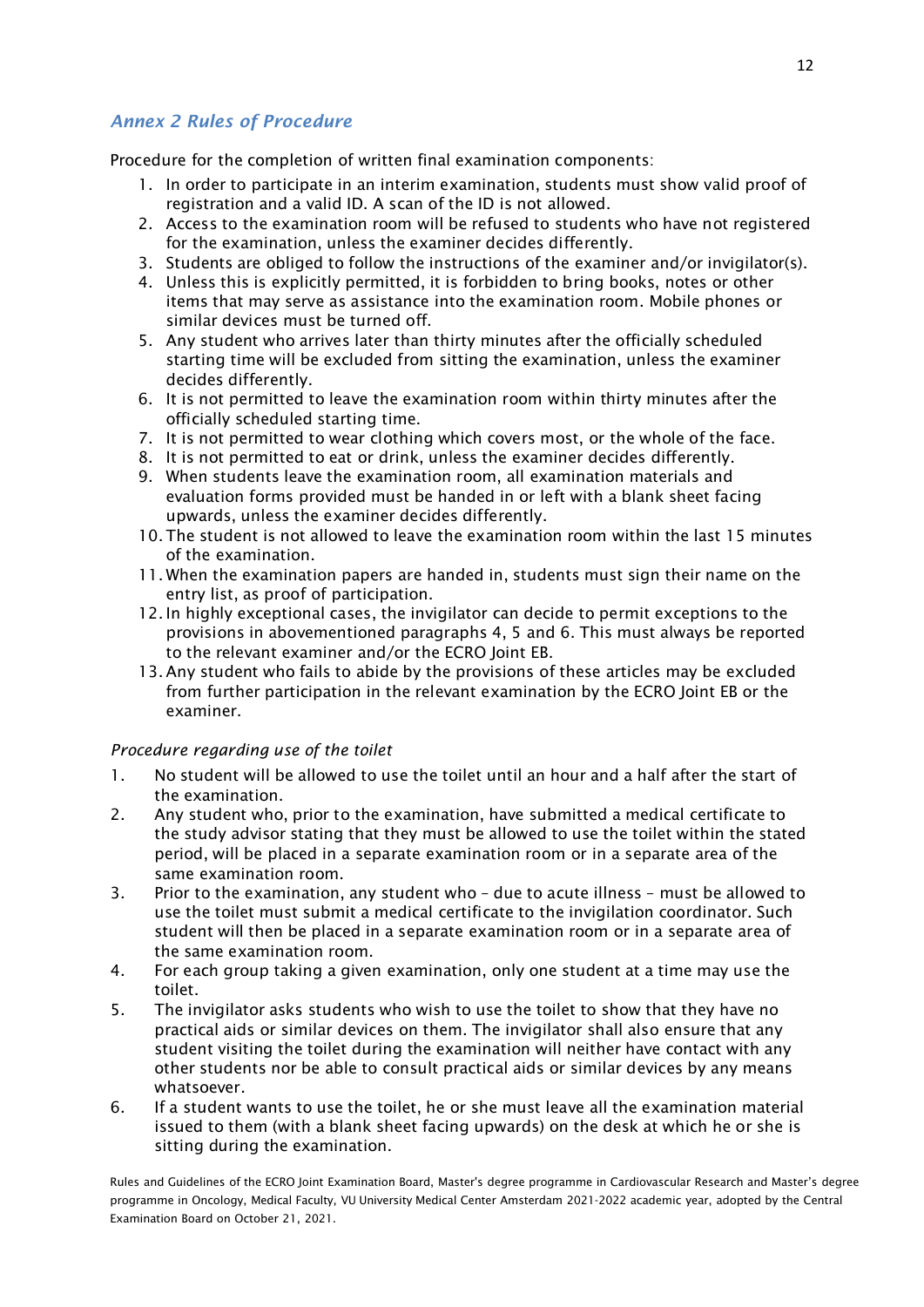## *Annex 2 Rules of Procedure*

Procedure for the completion of written final examination components:

1. In order to participate in an interim examination, students must show valid proof of registration and a valid ID. A scan of the ID is not allowed.
2. Access to the examination room will be refused to students who have not registered for the examination, unless the examiner decides differently.
3. Students are obliged to follow the instructions of the examiner and/or invigilator(s).
4. Unless this is explicitly permitted, it is forbidden to bring books, notes or other items that may serve as assistance into the examination room. Mobile phones or similar devices must be turned off.
5. Any student who arrives later than thirty minutes after the officially scheduled starting time will be excluded from sitting the examination, unless the examiner decides differently.
6. It is not permitted to leave the examination room within thirty minutes after the officially scheduled starting time.
7. It is not permitted to wear clothing which covers most, or the whole of the face.
8. It is not permitted to eat or drink, unless the examiner decides differently.
9. When students leave the examination room, all examination materials and evaluation forms provided must be handed in or left with a blank sheet facing upwards, unless the examiner decides differently.
10. The student is not allowed to leave the examination room within the last 15 minutes of the examination.
11. When the examination papers are handed in, students must sign their name on the entry list, as proof of participation.
12. In highly exceptional cases, the invigilator can decide to permit exceptions to the provisions in abovementioned paragraphs 4, 5 and 6. This must always be reported to the relevant examiner and/or the ECRO Joint EB.
13. Any student who fails to abide by the provisions of these articles may be excluded from further participation in the relevant examination by the ECRO Joint EB or the examiner.

*Procedure regarding use of the toilet*

1. No student will be allowed to use the toilet until an hour and a half after the start of the examination.
2. Any student who, prior to the examination, have submitted a medical certificate to the study advisor stating that they must be allowed to use the toilet within the stated period, will be placed in a separate examination room or in a separate area of the same examination room.
3. Prior to the examination, any student who – due to acute illness – must be allowed to use the toilet must submit a medical certificate to the invigilation coordinator. Such student will then be placed in a separate examination room or in a separate area of the same examination room.
4. For each group taking a given examination, only one student at a time may use the toilet.
5. The invigilator asks students who wish to use the toilet to show that they have no practical aids or similar devices on them. The invigilator shall also ensure that any student visiting the toilet during the examination will neither have contact with any other students nor be able to consult practical aids or similar devices by any means whatsoever.
6. If a student wants to use the toilet, he or she must leave all the examination material issued to them (with a blank sheet facing upwards) on the desk at which he or she is sitting during the examination.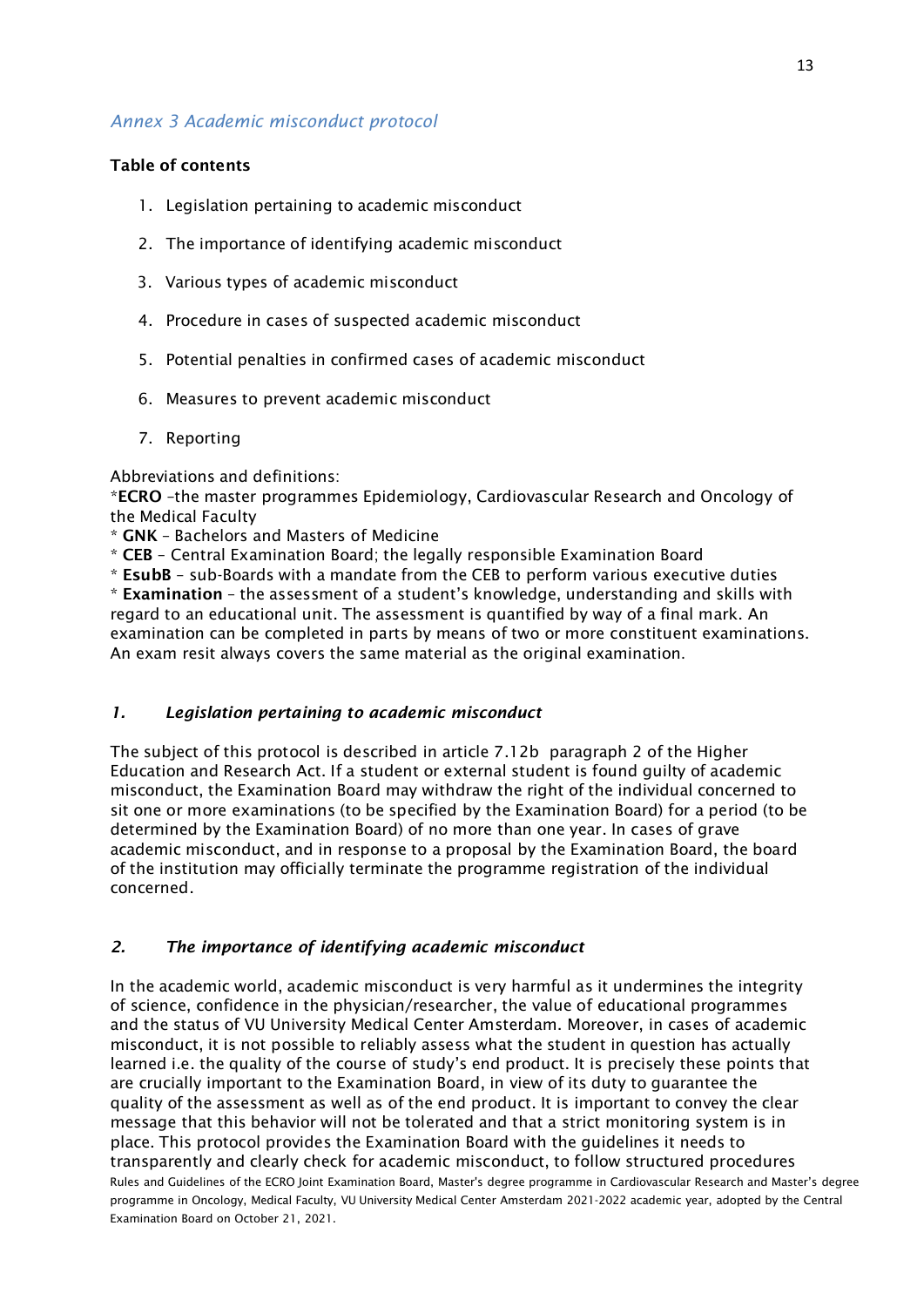## *Annex 3 Academic misconduct protocol*

**Table of contents**

1. Legislation pertaining to academic misconduct
2. The importance of identifying academic misconduct
3. Various types of academic misconduct
4. Procedure in cases of suspected academic misconduct
5. Potential penalties in confirmed cases of academic misconduct
6. Measures to prevent academic misconduct
7. Reporting

Abbreviations and definitions:

*​**ECRO** –the master programmes Epidemiology, Cardiovascular Research and Oncology of the Medical Faculty

* **GNK** – Bachelors and Masters of Medicine

* **CEB** – Central Examination Board; the legally responsible Examination Board

* **EsubB** – sub-Boards with a mandate from the CEB to perform various executive duties

* **Examination** – the assessment of a student's knowledge, understanding and skills with regard to an educational unit. The assessment is quantified by way of a final mark. An examination can be completed in parts by means of two or more constituent examinations. An exam resit always covers the same material as the original examination.

### *1. Legislation pertaining to academic misconduct*

The subject of this protocol is described in article 7.12b paragraph 2 of the Higher Education and Research Act. If a student or external student is found guilty of academic misconduct, the Examination Board may withdraw the right of the individual concerned to sit one or more examinations (to be specified by the Examination Board) for a period (to be determined by the Examination Board) of no more than one year. In cases of grave academic misconduct, and in response to a proposal by the Examination Board, the board of the institution may officially terminate the programme registration of the individual concerned.

### *2. The importance of identifying academic misconduct*

In the academic world, academic misconduct is very harmful as it undermines the integrity of science, confidence in the physician/researcher, the value of educational programmes and the status of VU University Medical Center Amsterdam. Moreover, in cases of academic misconduct, it is not possible to reliably assess what the student in question has actually learned i.e. the quality of the course of study's end product. It is precisely these points that are crucially important to the Examination Board, in view of its duty to guarantee the quality of the assessment as well as of the end product. It is important to convey the clear message that this behavior will not be tolerated and that a strict monitoring system is in place. This protocol provides the Examination Board with the guidelines it needs to transparently and clearly check for academic misconduct, to follow structured procedures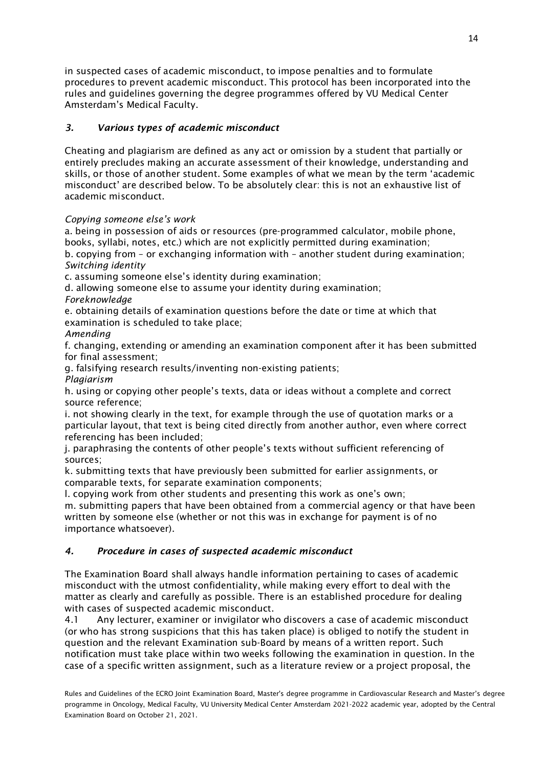in suspected cases of academic misconduct, to impose penalties and to formulate procedures to prevent academic misconduct. This protocol has been incorporated into the rules and guidelines governing the degree programmes offered by VU Medical Center Amsterdam's Medical Faculty.

### *3. Various types of academic misconduct*

Cheating and plagiarism are defined as any act or omission by a student that partially or entirely precludes making an accurate assessment of their knowledge, understanding and skills, or those of another student. Some examples of what we mean by the term 'academic misconduct' are described below. To be absolutely clear: this is not an exhaustive list of academic misconduct.

*Copying someone else's work*
a. being in possession of aids or resources (pre-programmed calculator, mobile phone, books, syllabi, notes, etc.) which are not explicitly permitted during examination;
b. copying from – or exchanging information with – another student during examination;
*Switching identity*
c. assuming someone else's identity during examination;
d. allowing someone else to assume your identity during examination;
*Foreknowledge*
e. obtaining details of examination questions before the date or time at which that examination is scheduled to take place;
*Amending*
f. changing, extending or amending an examination component after it has been submitted for final assessment;
g. falsifying research results/inventing non-existing patients;
*Plagiarism*
h. using or copying other people's texts, data or ideas without a complete and correct source reference;
i. not showing clearly in the text, for example through the use of quotation marks or a particular layout, that text is being cited directly from another author, even where correct referencing has been included;
j. paraphrasing the contents of other people's texts without sufficient referencing of sources;
k. submitting texts that have previously been submitted for earlier assignments, or comparable texts, for separate examination components;
l. copying work from other students and presenting this work as one's own;
m. submitting papers that have been obtained from a commercial agency or that have been written by someone else (whether or not this was in exchange for payment is of no importance whatsoever).

### *4. Procedure in cases of suspected academic misconduct*

The Examination Board shall always handle information pertaining to cases of academic misconduct with the utmost confidentiality, while making every effort to deal with the matter as clearly and carefully as possible. There is an established procedure for dealing with cases of suspected academic misconduct.

4.1 Any lecturer, examiner or invigilator who discovers a case of academic misconduct (or who has strong suspicions that this has taken place) is obliged to notify the student in question and the relevant Examination sub-Board by means of a written report. Such notification must take place within two weeks following the examination in question. In the case of a specific written assignment, such as a literature review or a project proposal, the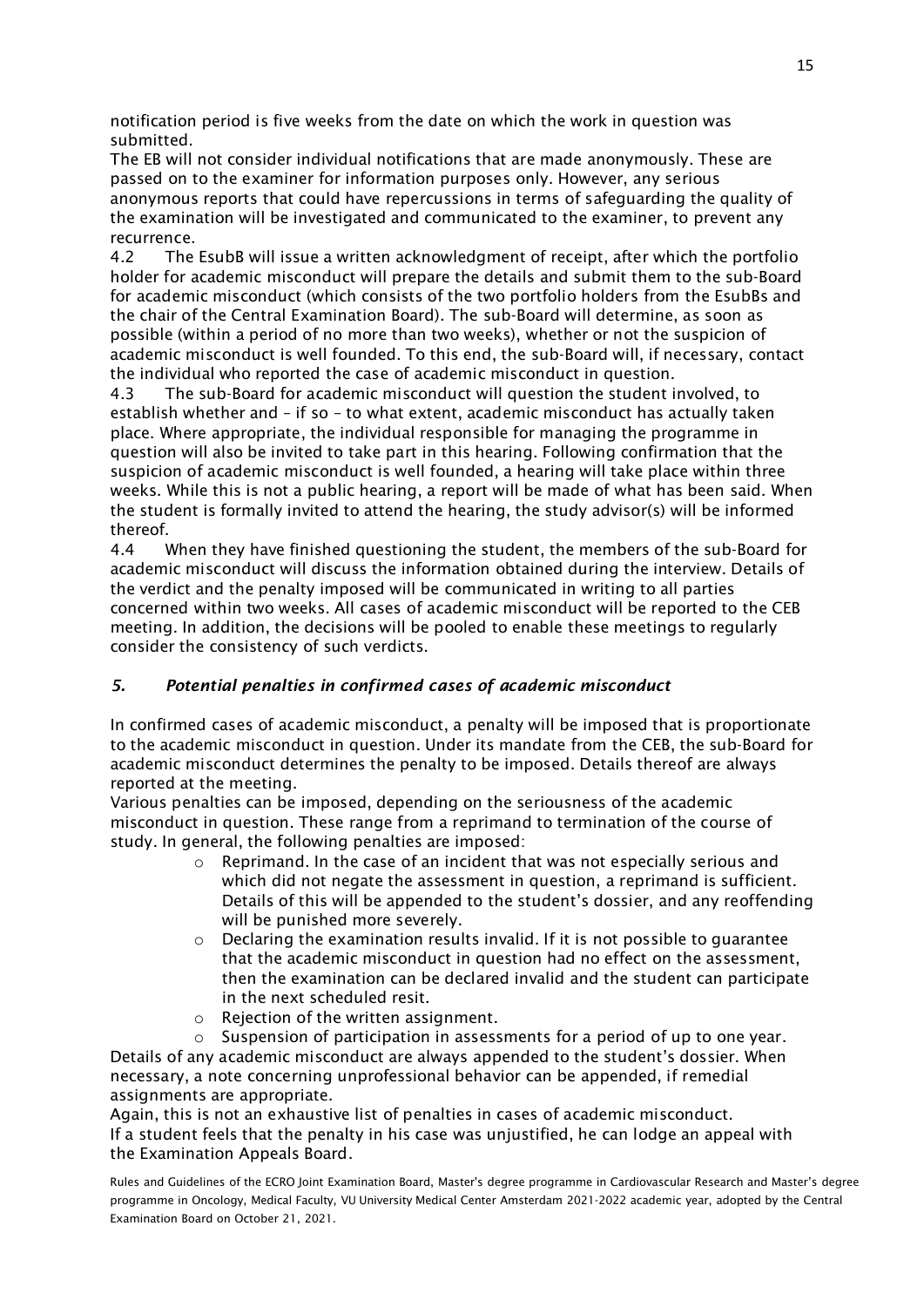notification period is five weeks from the date on which the work in question was submitted.

The EB will not consider individual notifications that are made anonymously. These are passed on to the examiner for information purposes only. However, any serious anonymous reports that could have repercussions in terms of safeguarding the quality of the examination will be investigated and communicated to the examiner, to prevent any recurrence.

4.2 The EsubB will issue a written acknowledgment of receipt, after which the portfolio holder for academic misconduct will prepare the details and submit them to the sub-Board for academic misconduct (which consists of the two portfolio holders from the EsubBs and the chair of the Central Examination Board). The sub-Board will determine, as soon as possible (within a period of no more than two weeks), whether or not the suspicion of academic misconduct is well founded. To this end, the sub-Board will, if necessary, contact the individual who reported the case of academic misconduct in question.

4.3 The sub-Board for academic misconduct will question the student involved, to establish whether and – if so – to what extent, academic misconduct has actually taken place. Where appropriate, the individual responsible for managing the programme in question will also be invited to take part in this hearing. Following confirmation that the suspicion of academic misconduct is well founded, a hearing will take place within three weeks. While this is not a public hearing, a report will be made of what has been said. When the student is formally invited to attend the hearing, the study advisor(s) will be informed thereof.

4.4 When they have finished questioning the student, the members of the sub-Board for academic misconduct will discuss the information obtained during the interview. Details of the verdict and the penalty imposed will be communicated in writing to all parties concerned within two weeks. All cases of academic misconduct will be reported to the CEB meeting. In addition, the decisions will be pooled to enable these meetings to regularly consider the consistency of such verdicts.

### *5. Potential penalties in confirmed cases of academic misconduct*

In confirmed cases of academic misconduct, a penalty will be imposed that is proportionate to the academic misconduct in question. Under its mandate from the CEB, the sub-Board for academic misconduct determines the penalty to be imposed. Details thereof are always reported at the meeting.

Various penalties can be imposed, depending on the seriousness of the academic misconduct in question. These range from a reprimand to termination of the course of study. In general, the following penalties are imposed:

- Reprimand. In the case of an incident that was not especially serious and which did not negate the assessment in question, a reprimand is sufficient. Details of this will be appended to the student's dossier, and any reoffending will be punished more severely.
- Declaring the examination results invalid. If it is not possible to guarantee that the academic misconduct in question had no effect on the assessment, then the examination can be declared invalid and the student can participate in the next scheduled resit.
- Rejection of the written assignment.
- Suspension of participation in assessments for a period of up to one year.

Details of any academic misconduct are always appended to the student's dossier. When necessary, a note concerning unprofessional behavior can be appended, if remedial assignments are appropriate.

Again, this is not an exhaustive list of penalties in cases of academic misconduct.

If a student feels that the penalty in his case was unjustified, he can lodge an appeal with the Examination Appeals Board.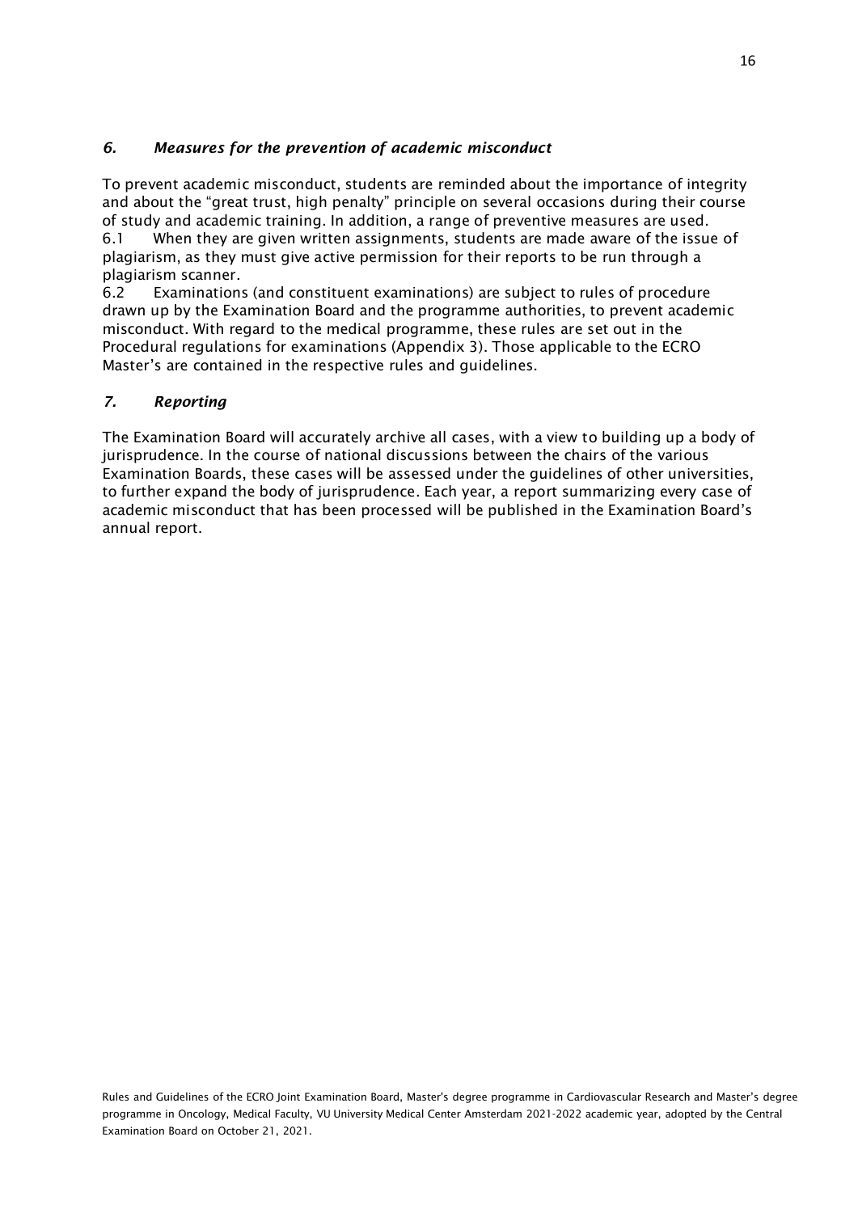### *6. Measures for the prevention of academic misconduct*

To prevent academic misconduct, students are reminded about the importance of integrity and about the "great trust, high penalty" principle on several occasions during their course of study and academic training. In addition, a range of preventive measures are used.

6.1 When they are given written assignments, students are made aware of the issue of plagiarism, as they must give active permission for their reports to be run through a plagiarism scanner.

6.2 Examinations (and constituent examinations) are subject to rules of procedure drawn up by the Examination Board and the programme authorities, to prevent academic misconduct. With regard to the medical programme, these rules are set out in the Procedural regulations for examinations (Appendix 3). Those applicable to the ECRO Master's are contained in the respective rules and guidelines.

### *7. Reporting*

The Examination Board will accurately archive all cases, with a view to building up a body of jurisprudence. In the course of national discussions between the chairs of the various Examination Boards, these cases will be assessed under the guidelines of other universities, to further expand the body of jurisprudence. Each year, a report summarizing every case of academic misconduct that has been processed will be published in the Examination Board's annual report.